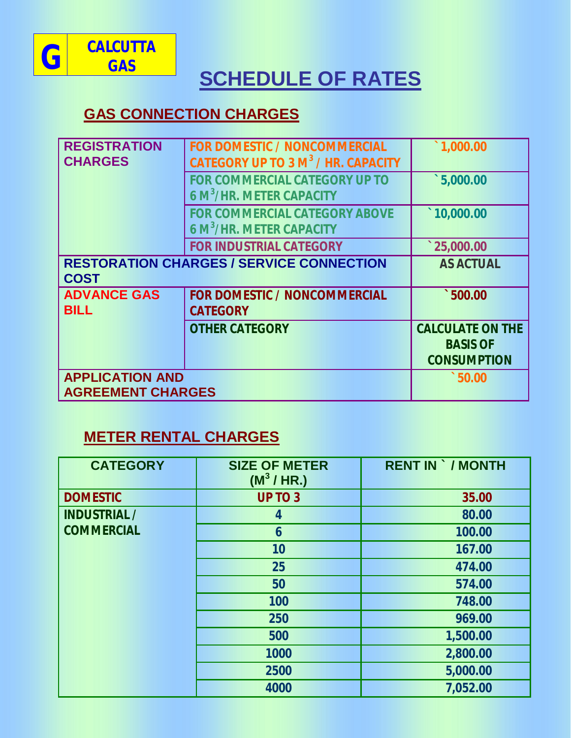G CALCUTTA GAS

# SCHEDULE OF RATES

## GAS CONNECTION CHARGES

| | | |
|---|---|---|
| REGISTRATION CHARGES | FOR DOMESTIC / NONCOMMERCIAL CATEGORY UP TO 3 $M^3$ / HR. CAPACITY | ` 1,000.00 |
| | FOR COMMERCIAL CATEGORY UP TO 6 $M^3$/HR. METER CAPACITY | ` 5,000.00 |
| | FOR COMMERCIAL CATEGORY ABOVE 6 $M^3$/HR. METER CAPACITY | ` 10,000.00 |
| | FOR INDUSTRIAL CATEGORY | ` 25,000.00 |
| RESTORATION CHARGES / SERVICE CONNECTION COST | | AS ACTUAL |
| ADVANCE GAS BILL | FOR DOMESTIC / NONCOMMERCIAL CATEGORY | ` 500.00 |
| | OTHER CATEGORY | CALCULATE ON THE BASIS OF CONSUMPTION |
| APPLICATION AND AGREEMENT CHARGES | | ` 50.00 |

## METER RENTAL CHARGES

| CATEGORY | SIZE OF METER ($M^3$ / HR.) | RENT IN ` / MONTH |
|---|---|---|
| DOMESTIC | UP TO 3 | 35.00 |
| INDUSTRIAL / COMMERCIAL | 4 | 80.00 |
| | 6 | 100.00 |
| | 10 | 167.00 |
| | 25 | 474.00 |
| | 50 | 574.00 |
| | 100 | 748.00 |
| | 250 | 969.00 |
| | 500 | 1,500.00 |
| | 1000 | 2,800.00 |
| | 2500 | 5,000.00 |
| | 4000 | 7,052.00 |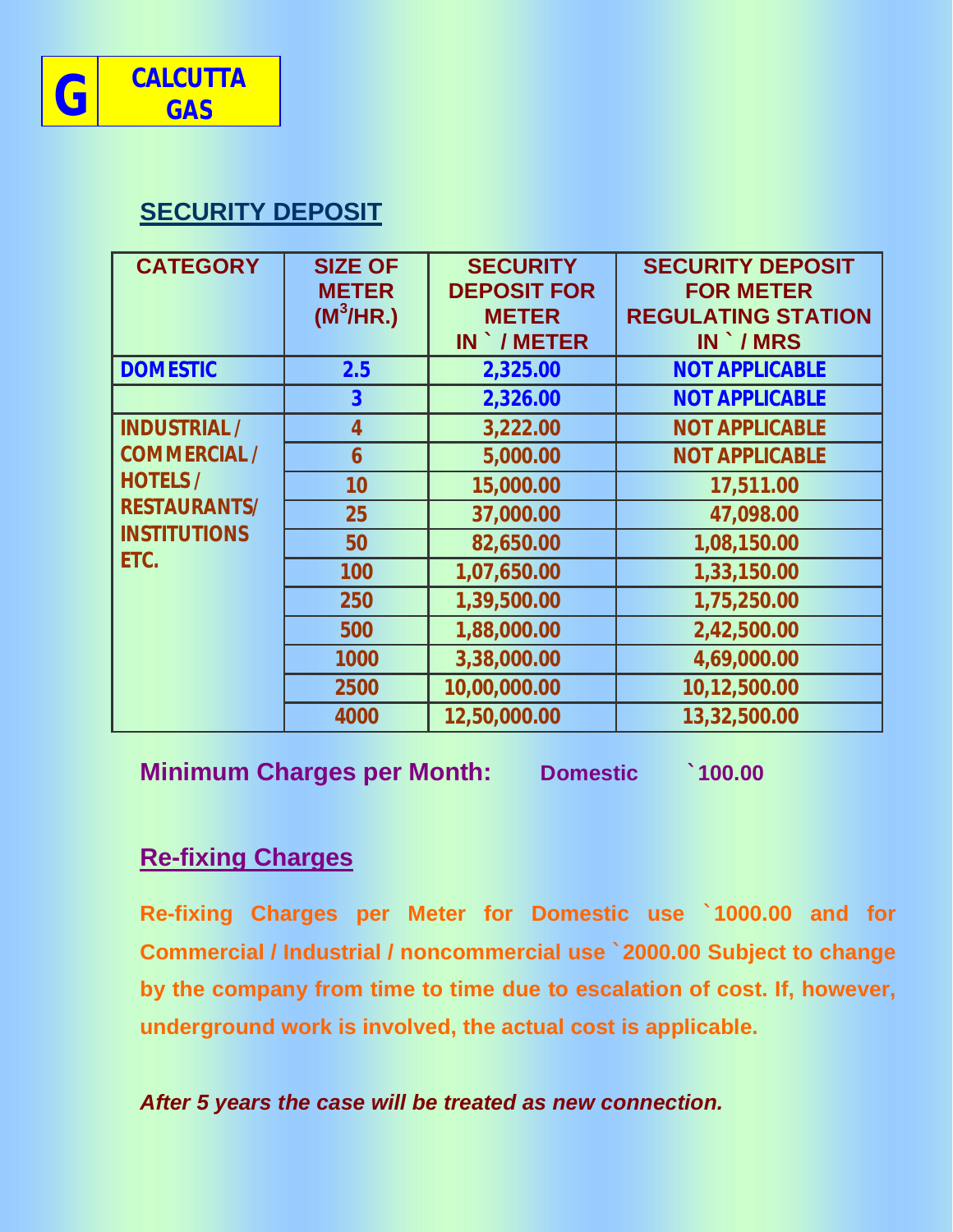G CALCUTTA GAS

## SECURITY DEPOSIT

| CATEGORY | SIZE OF METER ($M^3$/HR.) | SECURITY DEPOSIT FOR METER IN ` / METER | SECURITY DEPOSIT FOR METER REGULATING STATION IN ` / MRS |
|---|---|---|---|
| DOMESTIC | 2.5 | 2,325.00 | NOT APPLICABLE |
| | 3 | 2,326.00 | NOT APPLICABLE |
| INDUSTRIAL / COMMERCIAL / HOTELS / RESTAURANTS/ INSTITUTIONS ETC. | 4 | 3,222.00 | NOT APPLICABLE |
| | 6 | 5,000.00 | NOT APPLICABLE |
| | 10 | 15,000.00 | 17,511.00 |
| | 25 | 37,000.00 | 47,098.00 |
| | 50 | 82,650.00 | 1,08,150.00 |
| | 100 | 1,07,650.00 | 1,33,150.00 |
| | 250 | 1,39,500.00 | 1,75,250.00 |
| | 500 | 1,88,000.00 | 2,42,500.00 |
| | 1000 | 3,38,000.00 | 4,69,000.00 |
| | 2500 | 10,00,000.00 | 10,12,500.00 |
| | 4000 | 12,50,000.00 | 13,32,500.00 |

**Minimum Charges per Month:** Domestic `100.00

## Re-fixing Charges

Re-fixing Charges per Meter for Domestic use `1000.00 and for Commercial / Industrial / noncommercial use `2000.00 Subject to change by the company from time to time due to escalation of cost. If, however, underground work is involved, the actual cost is applicable.

***After 5 years the case will be treated as new connection.***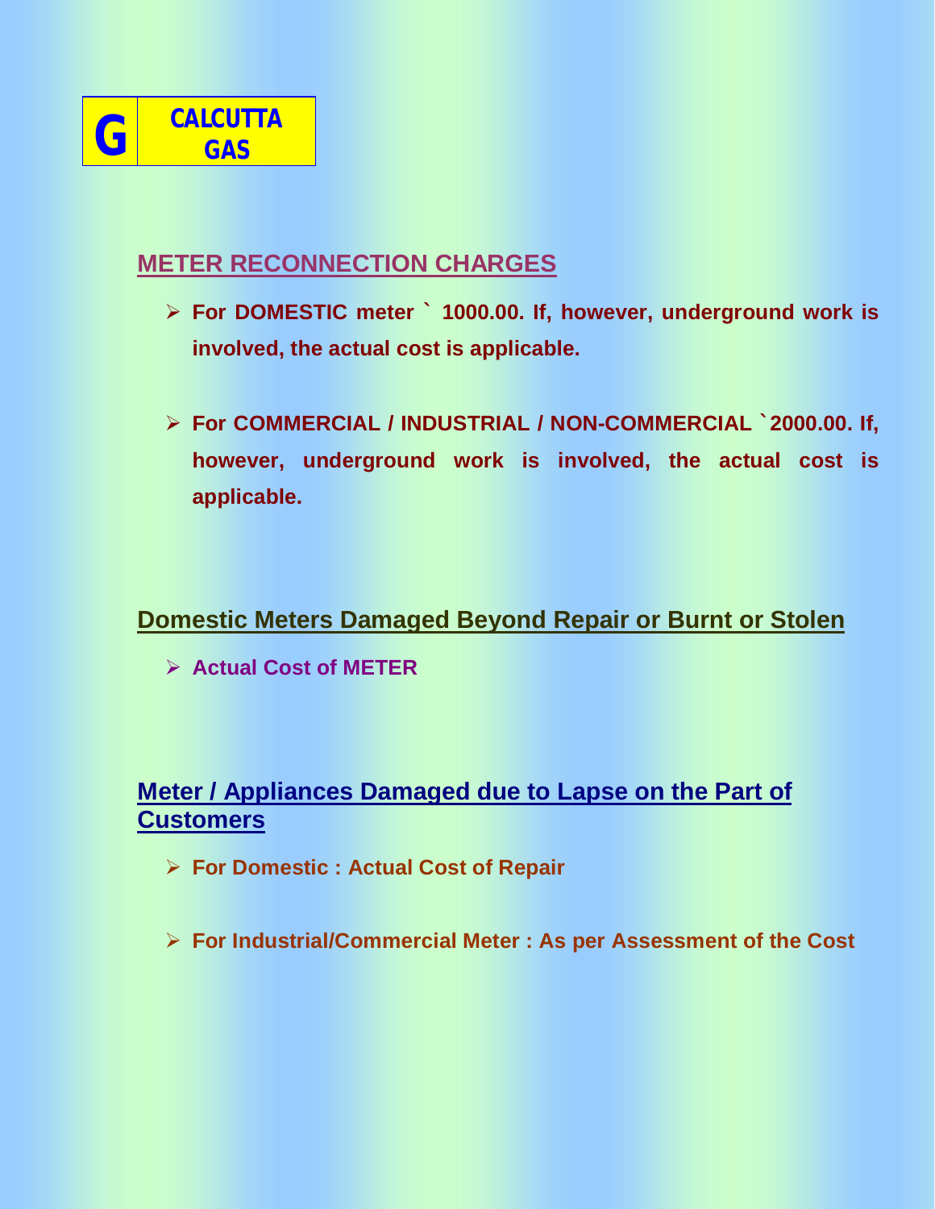**G** **CALCUTTA GAS**

## METER RECONNECTION CHARGES

- **For DOMESTIC meter ` 1000.00. If, however, underground work is involved, the actual cost is applicable.**

- **For COMMERCIAL / INDUSTRIAL / NON-COMMERCIAL `2000.00. If, however, underground work is involved, the actual cost is applicable.**

## Domestic Meters Damaged Beyond Repair or Burnt or Stolen

- **Actual Cost of METER**

## Meter / Appliances Damaged due to Lapse on the Part of Customers

- **For Domestic : Actual Cost of Repair**

- **For Industrial/Commercial Meter : As per Assessment of the Cost**